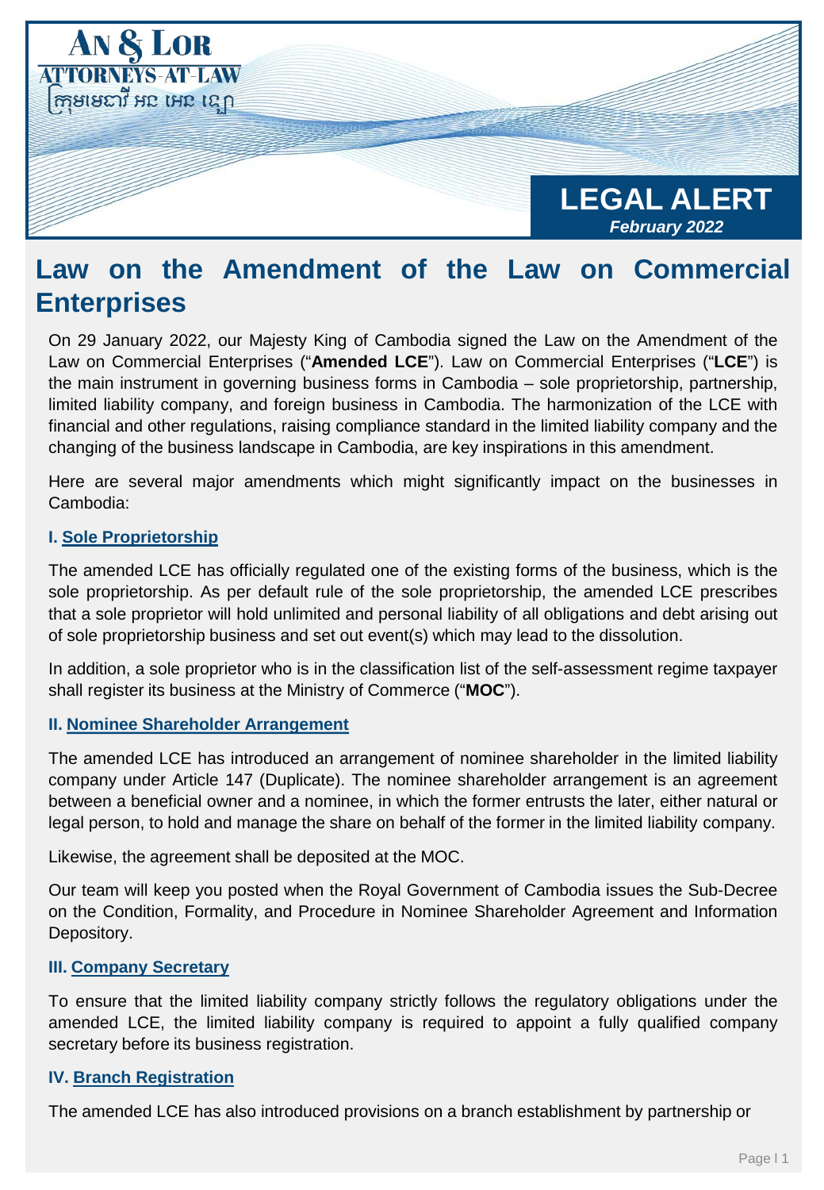AN & LOR
ATTORNEYS-AT-LAW
ក្រុមមេធាវី អន អេន ឡោ

LEGAL ALERT
*February 2022*

# Law on the Amendment of the Law on Commercial Enterprises

On 29 January 2022, our Majesty King of Cambodia signed the Law on the Amendment of the Law on Commercial Enterprises ("**Amended LCE**"). Law on Commercial Enterprises ("**LCE**") is the main instrument in governing business forms in Cambodia – sole proprietorship, partnership, limited liability company, and foreign business in Cambodia. The harmonization of the LCE with financial and other regulations, raising compliance standard in the limited liability company and the changing of the business landscape in Cambodia, are key inspirations in this amendment.

Here are several major amendments which might significantly impact on the businesses in Cambodia:

### I. Sole Proprietorship

The amended LCE has officially regulated one of the existing forms of the business, which is the sole proprietorship. As per default rule of the sole proprietorship, the amended LCE prescribes that a sole proprietor will hold unlimited and personal liability of all obligations and debt arising out of sole proprietorship business and set out event(s) which may lead to the dissolution.

In addition, a sole proprietor who is in the classification list of the self-assessment regime taxpayer shall register its business at the Ministry of Commerce ("**MOC**").

### II. Nominee Shareholder Arrangement

The amended LCE has introduced an arrangement of nominee shareholder in the limited liability company under Article 147 (Duplicate). The nominee shareholder arrangement is an agreement between a beneficial owner and a nominee, in which the former entrusts the later, either natural or legal person, to hold and manage the share on behalf of the former in the limited liability company.

Likewise, the agreement shall be deposited at the MOC.

Our team will keep you posted when the Royal Government of Cambodia issues the Sub-Decree on the Condition, Formality, and Procedure in Nominee Shareholder Agreement and Information Depository.

### III. Company Secretary

To ensure that the limited liability company strictly follows the regulatory obligations under the amended LCE, the limited liability company is required to appoint a fully qualified company secretary before its business registration.

### IV. Branch Registration

The amended LCE has also introduced provisions on a branch establishment by partnership or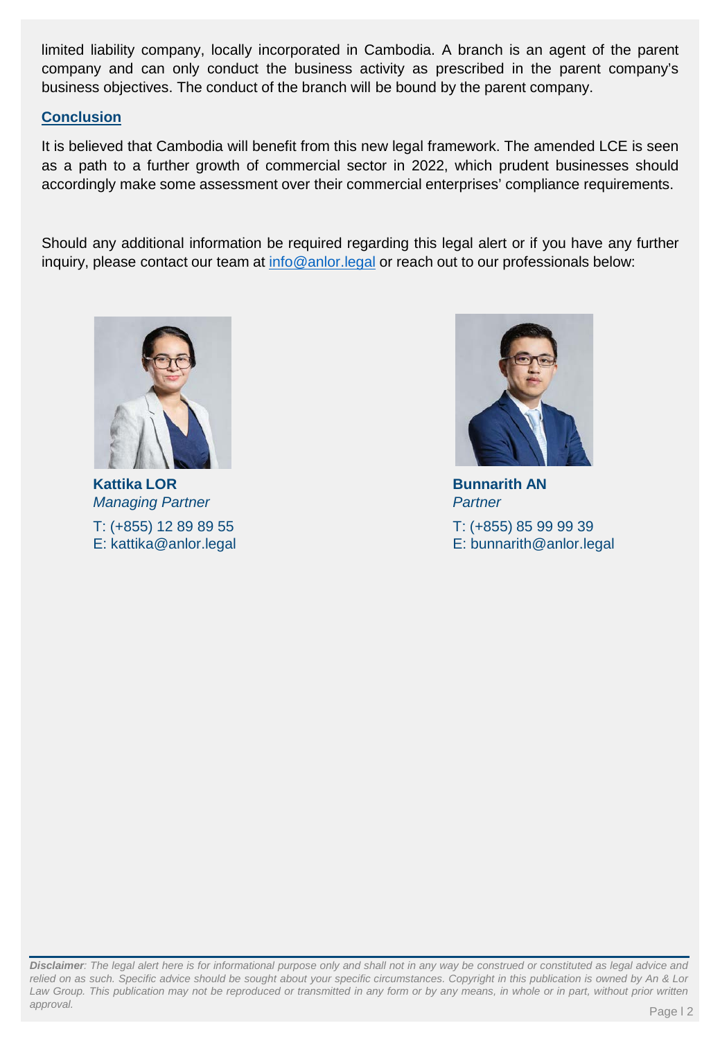limited liability company, locally incorporated in Cambodia. A branch is an agent of the parent company and can only conduct the business activity as prescribed in the parent company's business objectives. The conduct of the branch will be bound by the parent company.

## Conclusion

It is believed that Cambodia will benefit from this new legal framework. The amended LCE is seen as a path to a further growth of commercial sector in 2022, which prudent businesses should accordingly make some assessment over their commercial enterprises' compliance requirements.

Should any additional information be required regarding this legal alert or if you have any further inquiry, please contact our team at info@anlor.legal or reach out to our professionals below:

**Kattika LOR**
*Managing Partner*
T: (+855) 12 89 89 55
E: kattika@anlor.legal

**Bunnarith AN**
*Partner*
T: (+855) 85 99 99 39
E: bunnarith@anlor.legal

***Disclaimer**: The legal alert here is for informational purpose only and shall not in any way be construed or constituted as legal advice and relied on as such. Specific advice should be sought about your specific circumstances. Copyright in this publication is owned by An & Lor Law Group. This publication may not be reproduced or transmitted in any form or by any means, in whole or in part, without prior written approval.*